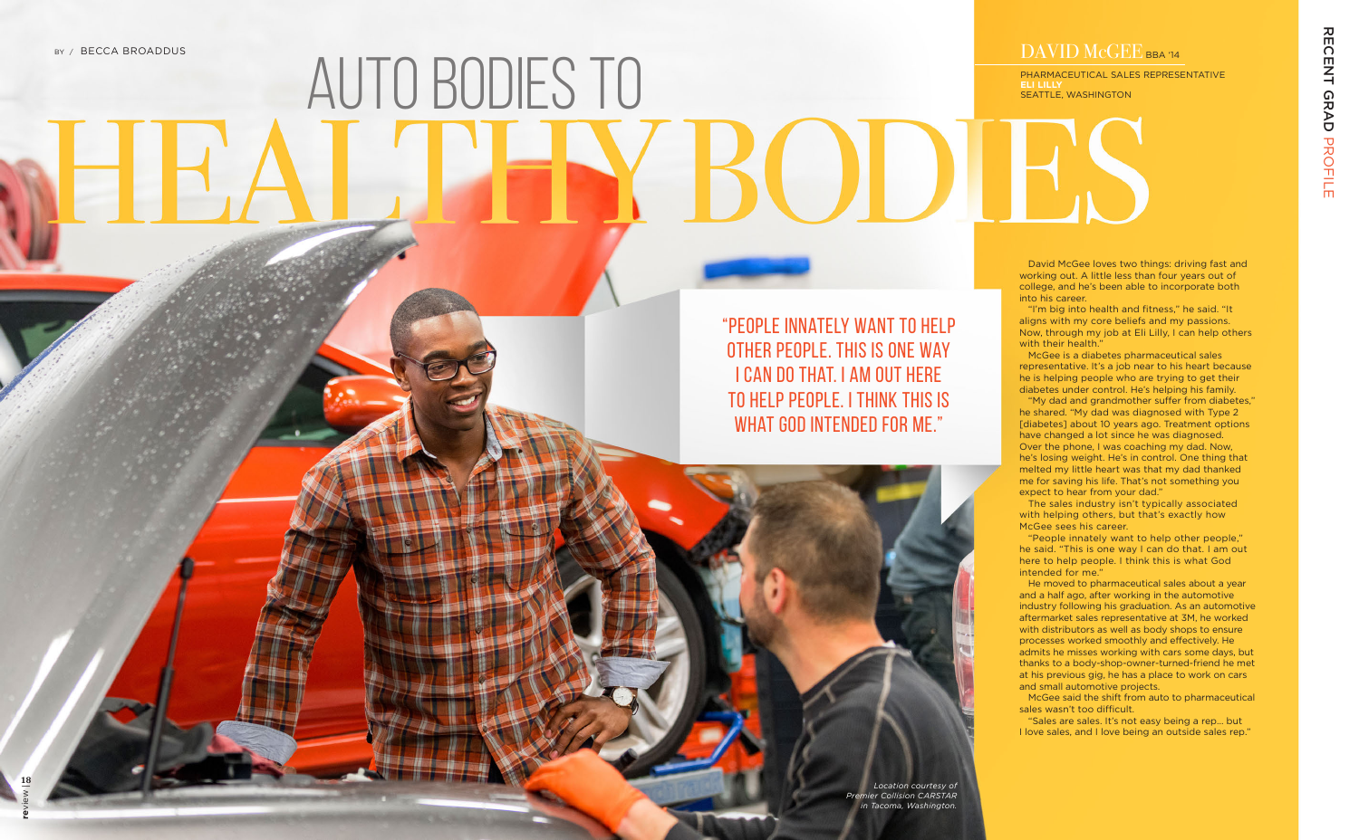BY / BECCA BROADDUS

# AUTO BODIES TO HEALTHY BODIES

## DAVID McGEE BBA '14

PHARMACEUTICAL SALES REPRESENTATIVE
**ELI LILLY**
SEATTLE, WASHINGTON

"PEOPLE INNATELY WANT TO HELP OTHER PEOPLE. THIS IS ONE WAY I CAN DO THAT. I AM OUT HERE TO HELP PEOPLE. I THINK THIS IS WHAT GOD INTENDED FOR ME."

David McGee loves two things: driving fast and working out. A little less than four years out of college, and he's been able to incorporate both into his career.

"I'm big into health and fitness," he said. "It aligns with my core beliefs and my passions. Now, through my job at Eli Lilly, I can help others with their health."

McGee is a diabetes pharmaceutical sales representative. It's a job near to his heart because he is helping people who are trying to get their diabetes under control. He's helping his family.

"My dad and grandmother suffer from diabetes," he shared. "My dad was diagnosed with Type 2 [diabetes] about 10 years ago. Treatment options have changed a lot since he was diagnosed. Over the phone, I was coaching my dad. Now, he's losing weight. He's in control. One thing that melted my little heart was that my dad thanked me for saving his life. That's not something you expect to hear from your dad."

The sales industry isn't typically associated with helping others, but that's exactly how McGee sees his career.

"People innately want to help other people," he said. "This is one way I can do that. I am out here to help people. I think this is what God intended for me."

He moved to pharmaceutical sales about a year and a half ago, after working in the automotive industry following his graduation. As an automotive aftermarket sales representative at 3M, he worked with distributors as well as body shops to ensure processes worked smoothly and effectively. He admits he misses working with cars some days, but thanks to a body-shop-owner-turned-friend he met at his previous gig, he has a place to work on cars and small automotive projects.

McGee said the shift from auto to pharmaceutical sales wasn't too difficult.

"Sales are sales. It's not easy being a rep... but I love sales, and I love being an outside sales rep."

*Location courtesy of Premier Collision CARSTAR in Tacoma, Washington.*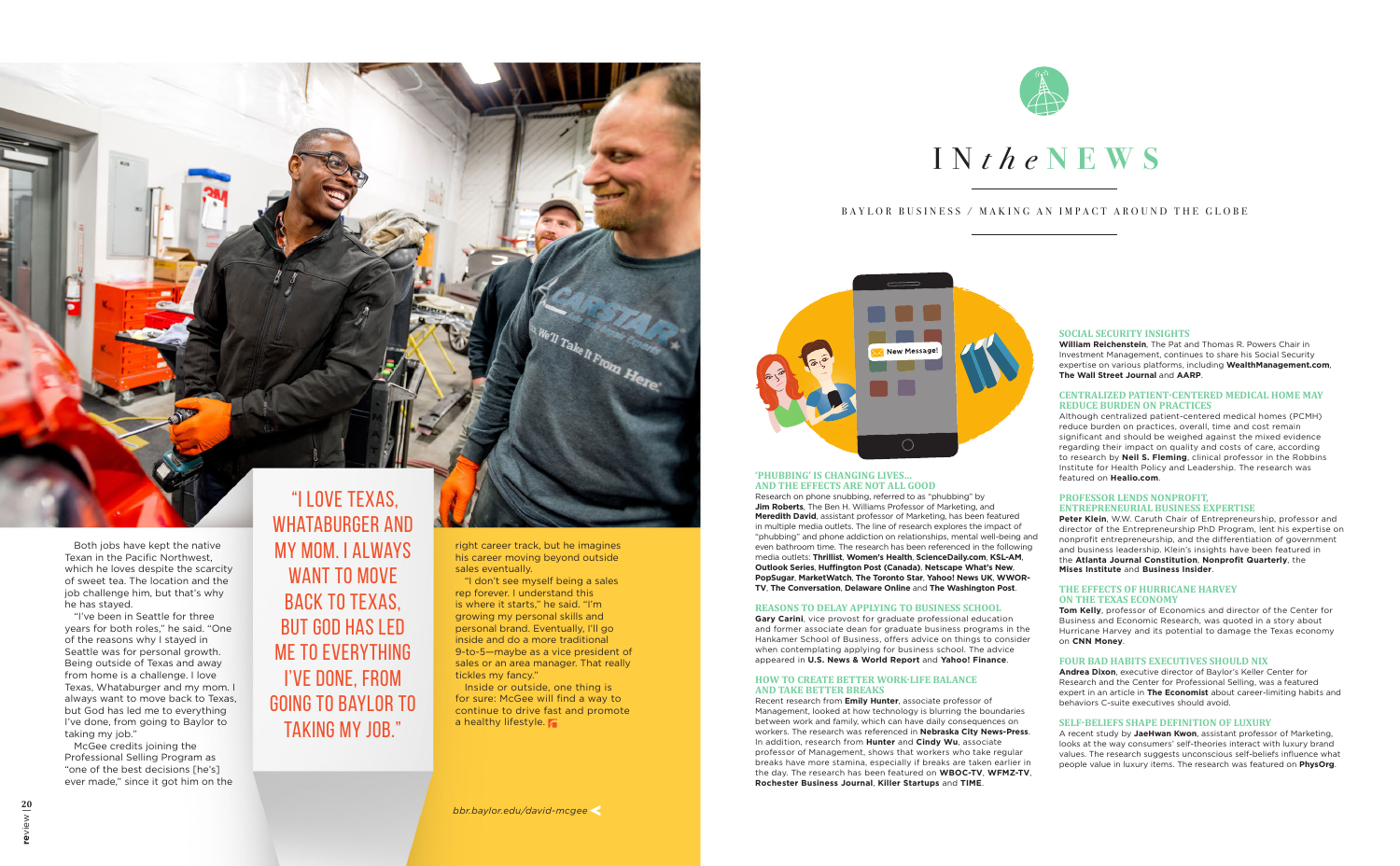Both jobs have kept the native Texan in the Pacific Northwest, which he loves despite the scarcity of sweet tea. The location and the job challenge him, but that's why he has stayed.

"I've been in Seattle for three years for both roles," he said. "One of the reasons why I stayed in Seattle was for personal growth. Being outside of Texas and away from home is a challenge. I love Texas, Whataburger and my mom. I always want to move back to Texas, but God has led me to everything I've done, from going to Baylor to taking my job."

McGee credits joining the Professional Selling Program as "one of the best decisions [he's] ever made," since it got him on the right career track, but he imagines his career moving beyond outside sales eventually.

"I don't see myself being a sales rep forever. I understand this is where it starts," he said. "I'm growing my personal skills and personal brand. Eventually, I'll go inside and do a more traditional 9-to-5—maybe as a vice president of sales or an area manager. That really tickles my fancy."

Inside or outside, one thing is for sure: McGee will find a way to continue to drive fast and promote a healthy lifestyle.

> "I LOVE TEXAS, WHATABURGER AND MY MOM. I ALWAYS WANT TO MOVE BACK TO TEXAS, BUT GOD HAS LED ME TO EVERYTHING I'VE DONE, FROM GOING TO BAYLOR TO TAKING MY JOB."

*bbr.baylor.edu/david-mcgee*

# IN *the* NEWS

BAYLOR BUSINESS / MAKING AN IMPACT AROUND THE GLOBE

### 'PHUBBING' IS CHANGING LIVES... AND THE EFFECTS ARE NOT ALL GOOD

Research on phone snubbing, referred to as "phubbing" by **Jim Roberts**, The Ben H. Williams Professor of Marketing, and **Meredith David**, assistant professor of Marketing, has been featured in multiple media outlets. The line of research explores the impact of "phubbing" and phone addiction on relationships, mental well-being and even bathroom time. The research has been referenced in the following media outlets: **Thrillist**, **Women's Health**, **ScienceDaily.com**, **KSL-AM**, **Outlook Series**, **Huffington Post (Canada)**, **Netscape What's New**, **PopSugar**, **MarketWatch**, **The Toronto Star**, **Yahoo! News UK**, **WWOR-TV**, **The Conversation**, **Delaware Online** and **The Washington Post**.

### REASONS TO DELAY APPLYING TO BUSINESS SCHOOL

**Gary Carini**, vice provost for graduate professional education and former associate dean for graduate business programs in the Hankamer School of Business, offers advice on things to consider when contemplating applying for business school. The advice appeared in **U.S. News & World Report** and **Yahoo! Finance**.

### HOW TO CREATE BETTER WORK-LIFE BALANCE AND TAKE BETTER BREAKS

Recent research from **Emily Hunter**, associate professor of Management, looked at how technology is blurring the boundaries between work and family, which can have daily consequences on workers. The research was referenced in **Nebraska City News-Press**. In addition, research from **Hunter** and **Cindy Wu**, associate professor of Management, shows that workers who take regular breaks have more stamina, especially if breaks are taken earlier in the day. The research has been featured on **WBOC-TV**, **WFMZ-TV**, **Rochester Business Journal**, **Killer Startups** and **TIME**.

### SOCIAL SECURITY INSIGHTS

**William Reichenstein**, The Pat and Thomas R. Powers Chair in Investment Management, continues to share his Social Security expertise on various platforms, including **WealthManagement.com**, **The Wall Street Journal** and **AARP**.

### CENTRALIZED PATIENT-CENTERED MEDICAL HOME MAY REDUCE BURDEN ON PRACTICES

Although centralized patient-centered medical homes (PCMH) reduce burden on practices, overall, time and cost remain significant and should be weighed against the mixed evidence regarding their impact on quality and costs of care, according to research by **Neil S. Fleming**, clinical professor in the Robbins Institute for Health Policy and Leadership. The research was featured on **Healio.com**.

### PROFESSOR LENDS NONPROFIT, ENTREPRENEURIAL BUSINESS EXPERTISE

**Peter Klein**, W.W. Caruth Chair of Entrepreneurship, professor and director of the Entrepreneurship PhD Program, lent his expertise on nonprofit entrepreneurship, and the differentiation of government and business leadership. Klein's insights have been featured in the **Atlanta Journal Constitution**, **Nonprofit Quarterly**, the **Mises Institute** and **Business Insider**.

### THE EFFECTS OF HURRICANE HARVEY ON THE TEXAS ECONOMY

**Tom Kelly**, professor of Economics and director of the Center for Business and Economic Research, was quoted in a story about Hurricane Harvey and its potential to damage the Texas economy on **CNN Money**.

### FOUR BAD HABITS EXECUTIVES SHOULD NIX

**Andrea Dixon**, executive director of Baylor's Keller Center for Research and the Center for Professional Selling, was a featured expert in an article in **The Economist** about career-limiting habits and behaviors C-suite executives should avoid.

### SELF-BELIEFS SHAPE DEFINITION OF LUXURY

A recent study by **JaeHwan Kwon**, assistant professor of Marketing, looks at the way consumers' self-theories interact with luxury brand values. The research suggests unconscious self-beliefs influence what people value in luxury items. The research was featured on **PhysOrg**.